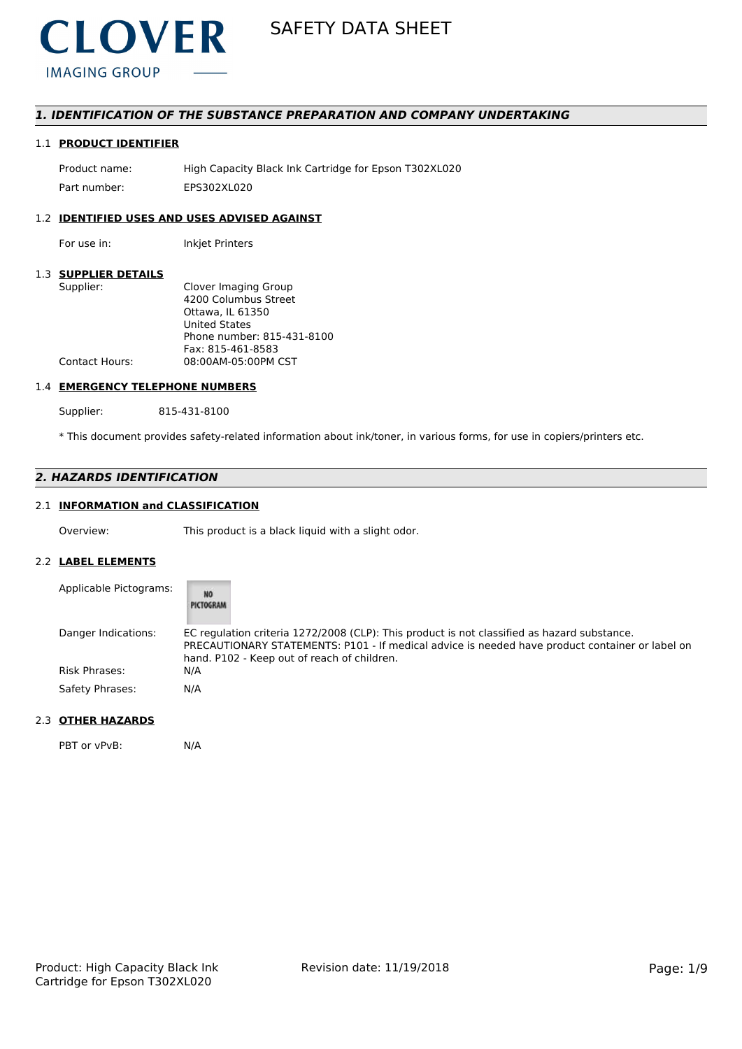CLOVER
IMAGING GROUP

# SAFETY DATA SHEET

## *1. IDENTIFICATION OF THE SUBSTANCE PREPARATION AND COMPANY UNDERTAKING*

### 1.1 PRODUCT IDENTIFIER

| | |
|---|---|
| Product name: | High Capacity Black Ink Cartridge for Epson T302XL020 |
| Part number: | EPS302XL020 |

### 1.2 IDENTIFIED USES AND USES ADVISED AGAINST

| | |
|---|---|
| For use in: | Inkjet Printers |

### 1.3 SUPPLIER DETAILS

| | |
|---|---|
| Supplier: | Clover Imaging Group<br>4200 Columbus Street<br>Ottawa, IL 61350<br>United States<br>Phone number: 815-431-8100<br>Fax: 815-461-8583 |
| Contact Hours: | 08:00AM-05:00PM CST |

### 1.4 EMERGENCY TELEPHONE NUMBERS

Supplier: 815-431-8100

* This document provides safety-related information about ink/toner, in various forms, for use in copiers/printers etc.

## *2. HAZARDS IDENTIFICATION*

### 2.1 INFORMATION and CLASSIFICATION

| | |
|---|---|
| Overview: | This product is a black liquid with a slight odor. |

### 2.2 LABEL ELEMENTS

| | |
|---|---|
| Applicable Pictograms: | NO PICTOGRAM |
| Danger Indications: | EC regulation criteria 1272/2008 (CLP): This product is not classified as hazard substance. PRECAUTIONARY STATEMENTS: P101 - If medical advice is needed have product container or label on hand. P102 - Keep out of reach of children. |
| Risk Phrases: | N/A |
| Safety Phrases: | N/A |

### 2.3 OTHER HAZARDS

| | |
|---|---|
| PBT or vPvB: | N/A |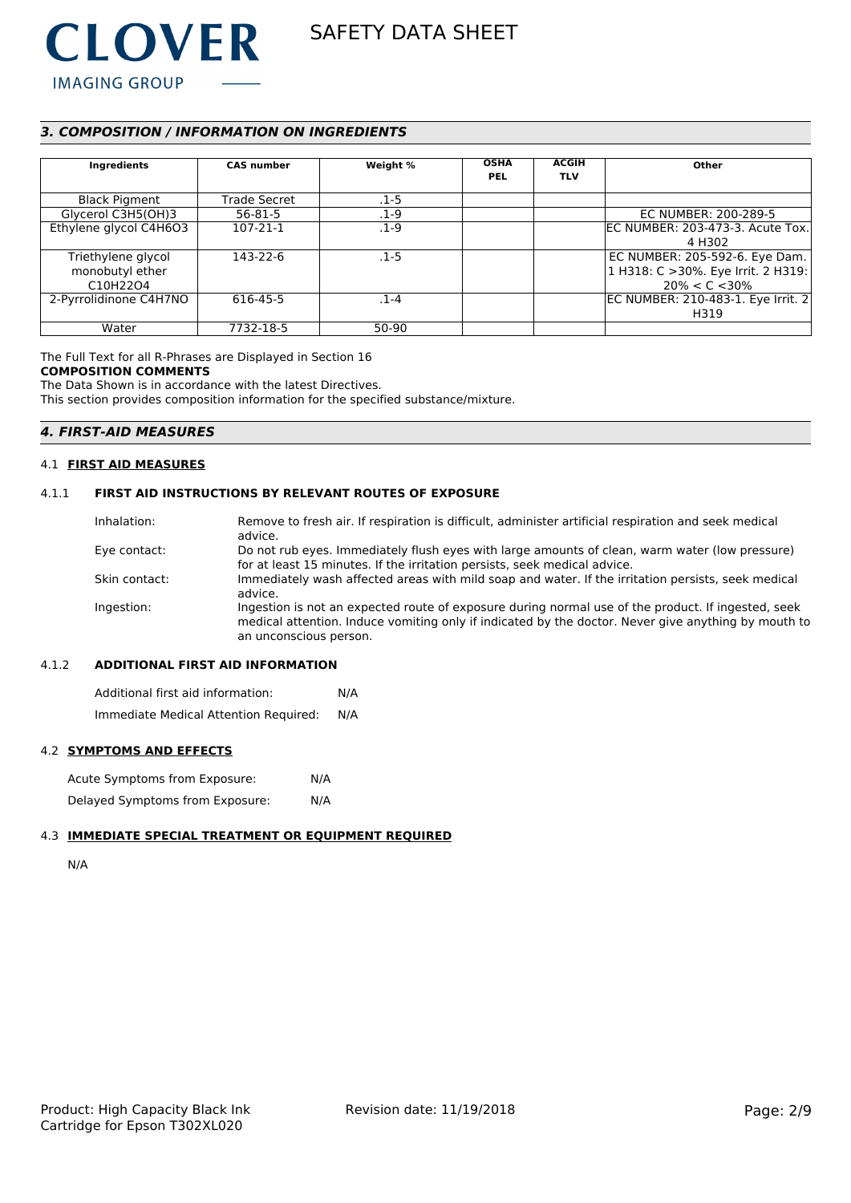## 3. COMPOSITION / INFORMATION ON INGREDIENTS

| Ingredients | CAS number | Weight % | OSHA PEL | ACGIH TLV | Other |
|---|---|---|---|---|---|
| Black Pigment | Trade Secret | .1-5 | | | |
| Glycerol C3H5(OH)3 | 56-81-5 | .1-9 | | | EC NUMBER: 200-289-5 |
| Ethylene glycol C4H6O3 | 107-21-1 | .1-9 | | | EC NUMBER: 203-473-3. Acute Tox. 4 H302 |
| Triethylene glycol monobutyl ether C10H22O4 | 143-22-6 | .1-5 | | | EC NUMBER: 205-592-6. Eye Dam. 1 H318: C >30%. Eye Irrit. 2 H319: 20% < C <30% |
| 2-Pyrrolidinone C4H7NO | 616-45-5 | .1-4 | | | EC NUMBER: 210-483-1. Eye Irrit. 2 H319 |
| Water | 7732-18-5 | 50-90 | | | |

The Full Text for all R-Phrases are Displayed in Section 16

**COMPOSITION COMMENTS**

The Data Shown is in accordance with the latest Directives.

This section provides composition information for the specified substance/mixture.

## 4. FIRST-AID MEASURES

### 4.1 FIRST AID MEASURES

#### 4.1.1 FIRST AID INSTRUCTIONS BY RELEVANT ROUTES OF EXPOSURE

Inhalation: Remove to fresh air. If respiration is difficult, administer artificial respiration and seek medical advice.

Eye contact: Do not rub eyes. Immediately flush eyes with large amounts of clean, warm water (low pressure) for at least 15 minutes. If the irritation persists, seek medical advice.

Skin contact: Immediately wash affected areas with mild soap and water. If the irritation persists, seek medical advice.

Ingestion: Ingestion is not an expected route of exposure during normal use of the product. If ingested, seek medical attention. Induce vomiting only if indicated by the doctor. Never give anything by mouth to an unconscious person.

#### 4.1.2 ADDITIONAL FIRST AID INFORMATION

Additional first aid information: N/A

Immediate Medical Attention Required: N/A

### 4.2 SYMPTOMS AND EFFECTS

Acute Symptoms from Exposure: N/A

Delayed Symptoms from Exposure: N/A

### 4.3 IMMEDIATE SPECIAL TREATMENT OR EQUIPMENT REQUIRED

N/A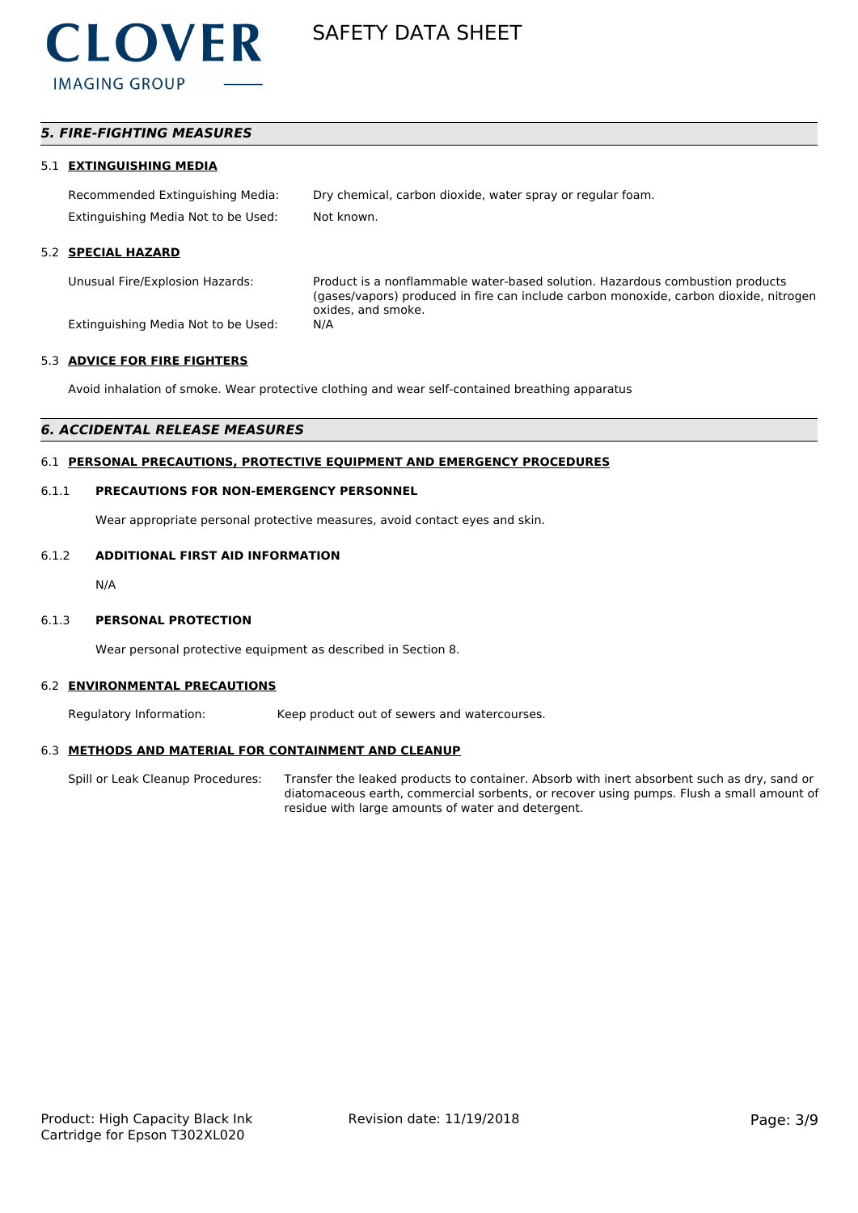## 5. FIRE-FIGHTING MEASURES

### 5.1 EXTINGUISHING MEDIA

Recommended Extinguishing Media: Dry chemical, carbon dioxide, water spray or regular foam.

Extinguishing Media Not to be Used: Not known.

### 5.2 SPECIAL HAZARD

Unusual Fire/Explosion Hazards: Product is a nonflammable water-based solution. Hazardous combustion products (gases/vapors) produced in fire can include carbon monoxide, carbon dioxide, nitrogen oxides, and smoke.

Extinguishing Media Not to be Used: N/A

### 5.3 ADVICE FOR FIRE FIGHTERS

Avoid inhalation of smoke. Wear protective clothing and wear self-contained breathing apparatus

## 6. ACCIDENTAL RELEASE MEASURES

### 6.1 PERSONAL PRECAUTIONS, PROTECTIVE EQUIPMENT AND EMERGENCY PROCEDURES

#### 6.1.1 PRECAUTIONS FOR NON-EMERGENCY PERSONNEL

Wear appropriate personal protective measures, avoid contact eyes and skin.

#### 6.1.2 ADDITIONAL FIRST AID INFORMATION

N/A

#### 6.1.3 PERSONAL PROTECTION

Wear personal protective equipment as described in Section 8.

### 6.2 ENVIRONMENTAL PRECAUTIONS

Regulatory Information: Keep product out of sewers and watercourses.

### 6.3 METHODS AND MATERIAL FOR CONTAINMENT AND CLEANUP

Spill or Leak Cleanup Procedures: Transfer the leaked products to container. Absorb with inert absorbent such as dry, sand or diatomaceous earth, commercial sorbents, or recover using pumps. Flush a small amount of residue with large amounts of water and detergent.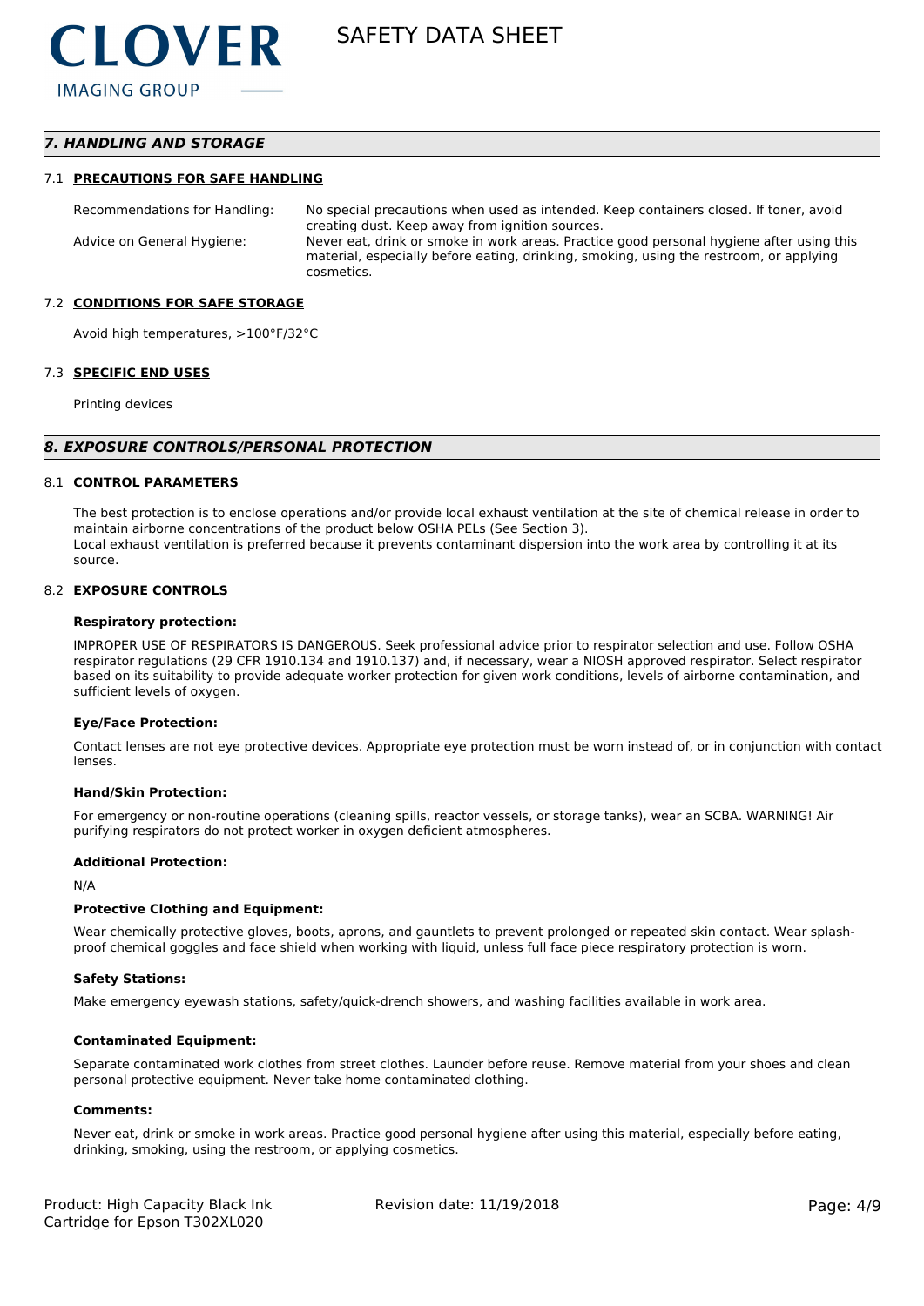## 7. HANDLING AND STORAGE

### 7.1 PRECAUTIONS FOR SAFE HANDLING

| | |
|---|---|
| Recommendations for Handling: | No special precautions when used as intended. Keep containers closed. If toner, avoid creating dust. Keep away from ignition sources. |
| Advice on General Hygiene: | Never eat, drink or smoke in work areas. Practice good personal hygiene after using this material, especially before eating, drinking, smoking, using the restroom, or applying cosmetics. |

### 7.2 CONDITIONS FOR SAFE STORAGE

Avoid high temperatures, >100°F/32°C

### 7.3 SPECIFIC END USES

Printing devices

## 8. EXPOSURE CONTROLS/PERSONAL PROTECTION

### 8.1 CONTROL PARAMETERS

The best protection is to enclose operations and/or provide local exhaust ventilation at the site of chemical release in order to maintain airborne concentrations of the product below OSHA PELs (See Section 3).
Local exhaust ventilation is preferred because it prevents contaminant dispersion into the work area by controlling it at its source.

### 8.2 EXPOSURE CONTROLS

**Respiratory protection:**

IMPROPER USE OF RESPIRATORS IS DANGEROUS. Seek professional advice prior to respirator selection and use. Follow OSHA respirator regulations (29 CFR 1910.134 and 1910.137) and, if necessary, wear a NIOSH approved respirator. Select respirator based on its suitability to provide adequate worker protection for given work conditions, levels of airborne contamination, and sufficient levels of oxygen.

**Eye/Face Protection:**

Contact lenses are not eye protective devices. Appropriate eye protection must be worn instead of, or in conjunction with contact lenses.

**Hand/Skin Protection:**

For emergency or non-routine operations (cleaning spills, reactor vessels, or storage tanks), wear an SCBA. WARNING! Air purifying respirators do not protect worker in oxygen deficient atmospheres.

**Additional Protection:**

N/A

**Protective Clothing and Equipment:**

Wear chemically protective gloves, boots, aprons, and gauntlets to prevent prolonged or repeated skin contact. Wear splash-proof chemical goggles and face shield when working with liquid, unless full face piece respiratory protection is worn.

**Safety Stations:**

Make emergency eyewash stations, safety/quick-drench showers, and washing facilities available in work area.

**Contaminated Equipment:**

Separate contaminated work clothes from street clothes. Launder before reuse. Remove material from your shoes and clean personal protective equipment. Never take home contaminated clothing.

**Comments:**

Never eat, drink or smoke in work areas. Practice good personal hygiene after using this material, especially before eating, drinking, smoking, using the restroom, or applying cosmetics.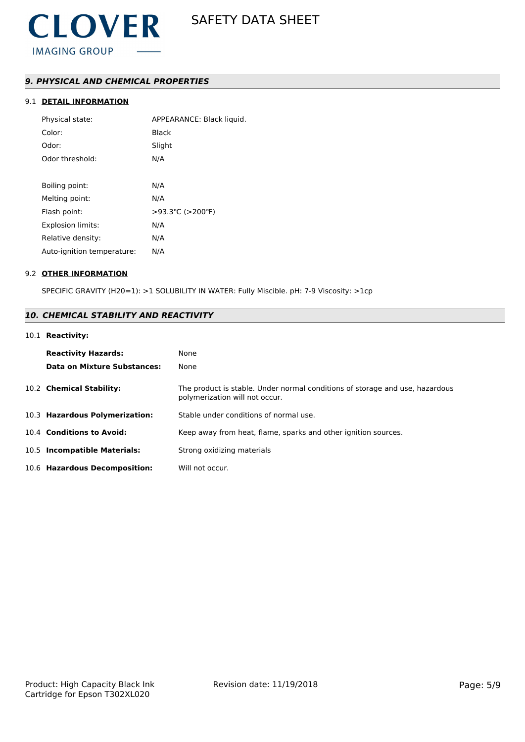## *9. PHYSICAL AND CHEMICAL PROPERTIES*

### 9.1 DETAIL INFORMATION

| | |
|---|---|
| Physical state: | APPEARANCE: Black liquid. |
| Color: | Black |
| Odor: | Slight |
| Odor threshold: | N/A |
| Boiling point: | N/A |
| Melting point: | N/A |
| Flash point: | >93.3℃ (>200℉) |
| Explosion limits: | N/A |
| Relative density: | N/A |
| Auto-ignition temperature: | N/A |

### 9.2 OTHER INFORMATION

SPECIFIC GRAVITY (H20=1): >1 SOLUBILITY IN WATER: Fully Miscible. pH: 7-9 Viscosity: >1cp

## *10. CHEMICAL STABILITY AND REACTIVITY*

### 10.1 Reactivity:

| | |
|---|---|
| **Reactivity Hazards:** | None |
| **Data on Mixture Substances:** | None |

| | |
|---|---|
| 10.2 **Chemical Stability:** | The product is stable. Under normal conditions of storage and use, hazardous polymerization will not occur. |
| 10.3 **Hazardous Polymerization:** | Stable under conditions of normal use. |
| 10.4 **Conditions to Avoid:** | Keep away from heat, flame, sparks and other ignition sources. |
| 10.5 **Incompatible Materials:** | Strong oxidizing materials |
| 10.6 **Hazardous Decomposition:** | Will not occur. |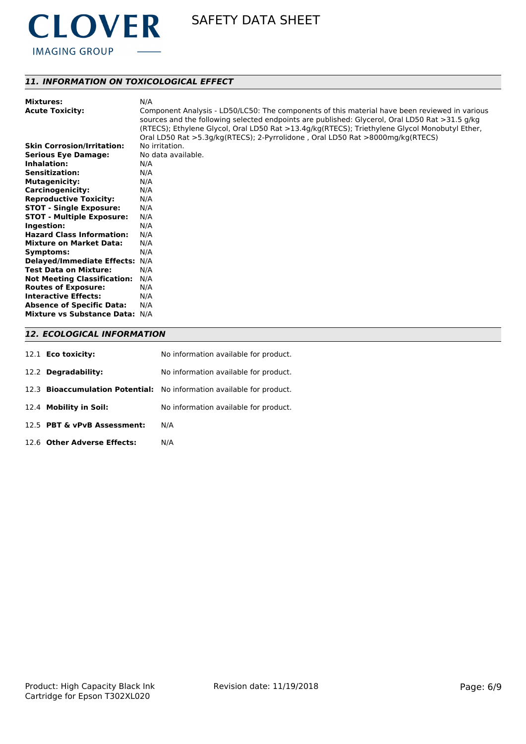## 11. INFORMATION ON TOXICOLOGICAL EFFECT

| | |
|---|---|
| **Mixtures:** | N/A |
| **Acute Toxicity:** | Component Analysis - LD50/LC50: The components of this material have been reviewed in various sources and the following selected endpoints are published: Glycerol, Oral LD50 Rat >31.5 g/kg (RTECS); Ethylene Glycol, Oral LD50 Rat >13.4g/kg(RTECS); Triethylene Glycol Monobutyl Ether, Oral LD50 Rat >5.3g/kg(RTECS); 2-Pyrrolidone , Oral LD50 Rat >8000mg/kg(RTECS) |
| **Skin Corrosion/Irritation:** | No irritation. |
| **Serious Eye Damage:** | No data available. |
| **Inhalation:** | N/A |
| **Sensitization:** | N/A |
| **Mutagenicity:** | N/A |
| **Carcinogenicity:** | N/A |
| **Reproductive Toxicity:** | N/A |
| **STOT - Single Exposure:** | N/A |
| **STOT - Multiple Exposure:** | N/A |
| **Ingestion:** | N/A |
| **Hazard Class Information:** | N/A |
| **Mixture on Market Data:** | N/A |
| **Symptoms:** | N/A |
| **Delayed/Immediate Effects:** | N/A |
| **Test Data on Mixture:** | N/A |
| **Not Meeting Classification:** | N/A |
| **Routes of Exposure:** | N/A |
| **Interactive Effects:** | N/A |
| **Absence of Specific Data:** | N/A |
| **Mixture vs Substance Data:** | N/A |

## 12. ECOLOGICAL INFORMATION

| | |
|---|---|
| 12.1 **Eco toxicity:** | No information available for product. |
| 12.2 **Degradability:** | No information available for product. |
| 12.3 **Bioaccumulation Potential:** | No information available for product. |
| 12.4 **Mobility in Soil:** | No information available for product. |
| 12.5 **PBT & vPvB Assessment:** | N/A |
| 12.6 **Other Adverse Effects:** | N/A |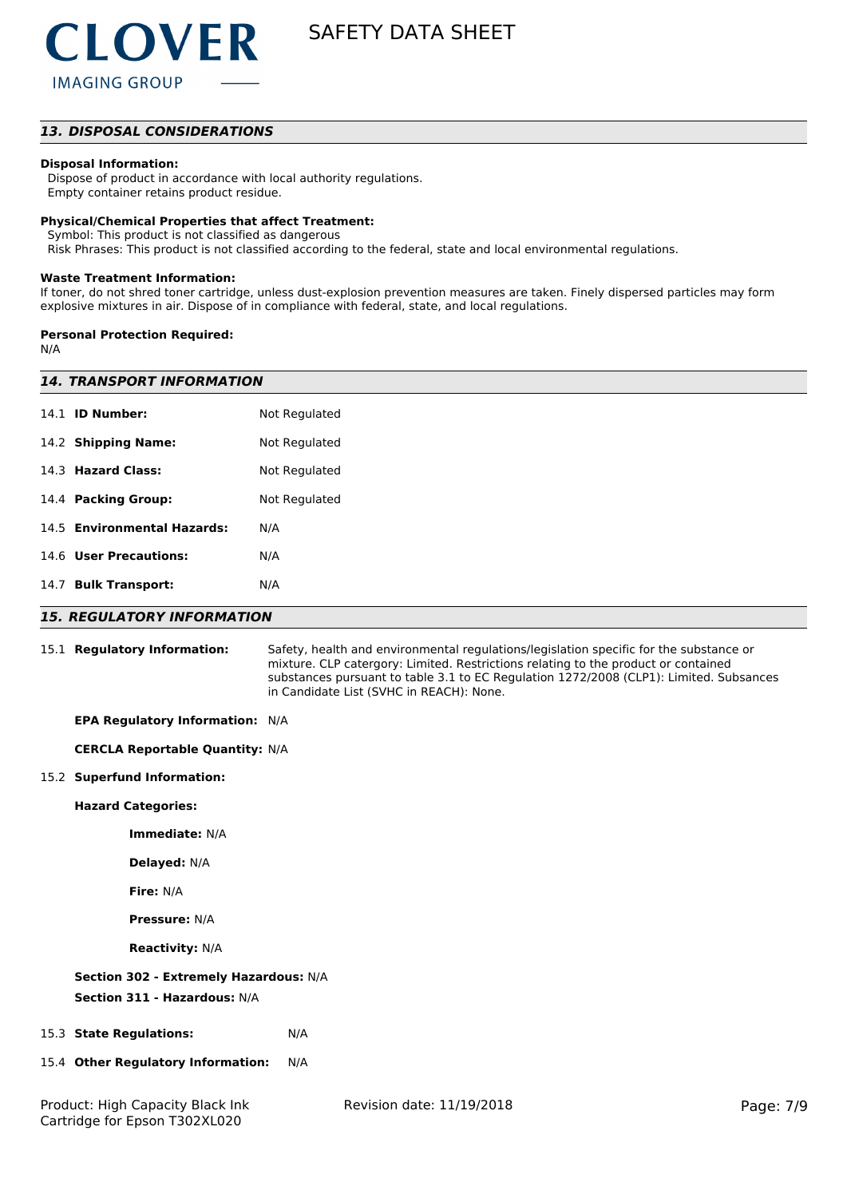## *13. DISPOSAL CONSIDERATIONS*

**Disposal Information:**
Dispose of product in accordance with local authority regulations.
Empty container retains product residue.

**Physical/Chemical Properties that affect Treatment:**
Symbol: This product is not classified as dangerous
Risk Phrases: This product is not classified according to the federal, state and local environmental regulations.

**Waste Treatment Information:**
If toner, do not shred toner cartridge, unless dust-explosion prevention measures are taken. Finely dispersed particles may form explosive mixtures in air. Dispose of in compliance with federal, state, and local regulations.

**Personal Protection Required:**
N/A

## *14. TRANSPORT INFORMATION*

| | |
|---|---|
| 14.1 **ID Number:** | Not Regulated |
| 14.2 **Shipping Name:** | Not Regulated |
| 14.3 **Hazard Class:** | Not Regulated |
| 14.4 **Packing Group:** | Not Regulated |
| 14.5 **Environmental Hazards:** | N/A |
| 14.6 **User Precautions:** | N/A |
| 14.7 **Bulk Transport:** | N/A |

## *15. REGULATORY INFORMATION*

15.1 **Regulatory Information:** Safety, health and environmental regulations/legislation specific for the substance or mixture. CLP catergory: Limited. Restrictions relating to the product or contained substances pursuant to table 3.1 to EC Regulation 1272/2008 (CLP1): Limited. Subsances in Candidate List (SVHC in REACH): None.

**EPA Regulatory Information:** N/A

**CERCLA Reportable Quantity:** N/A

15.2 **Superfund Information:**

**Hazard Categories:**

**Immediate:** N/A

**Delayed:** N/A

**Fire:** N/A

**Pressure:** N/A

**Reactivity:** N/A

**Section 302 - Extremely Hazardous:** N/A

**Section 311 - Hazardous:** N/A

15.3 **State Regulations:** N/A

15.4 **Other Regulatory Information:** N/A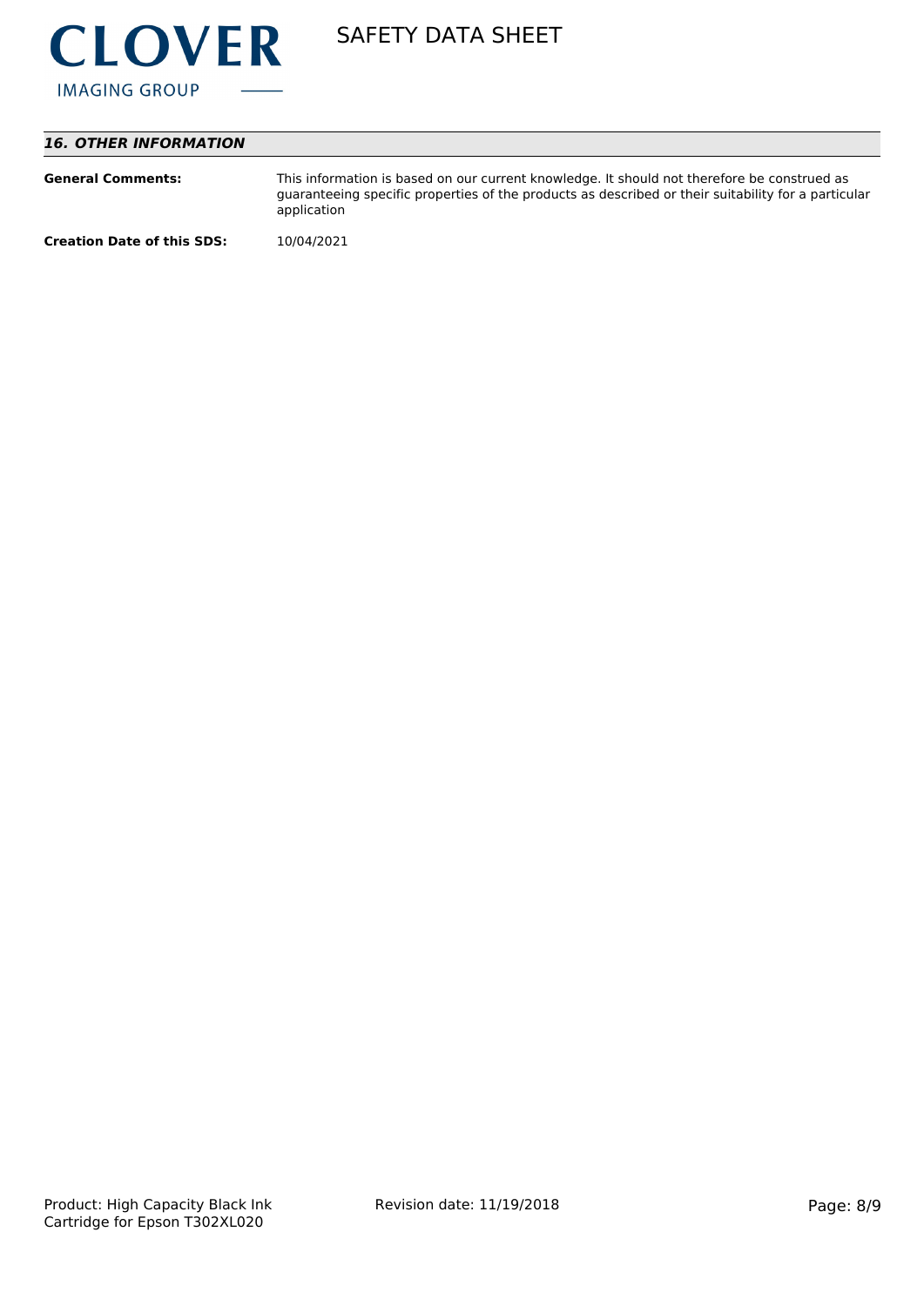## *16. OTHER INFORMATION*

**General Comments:** This information is based on our current knowledge. It should not therefore be construed as guaranteeing specific properties of the products as described or their suitability for a particular application

**Creation Date of this SDS:** 10/04/2021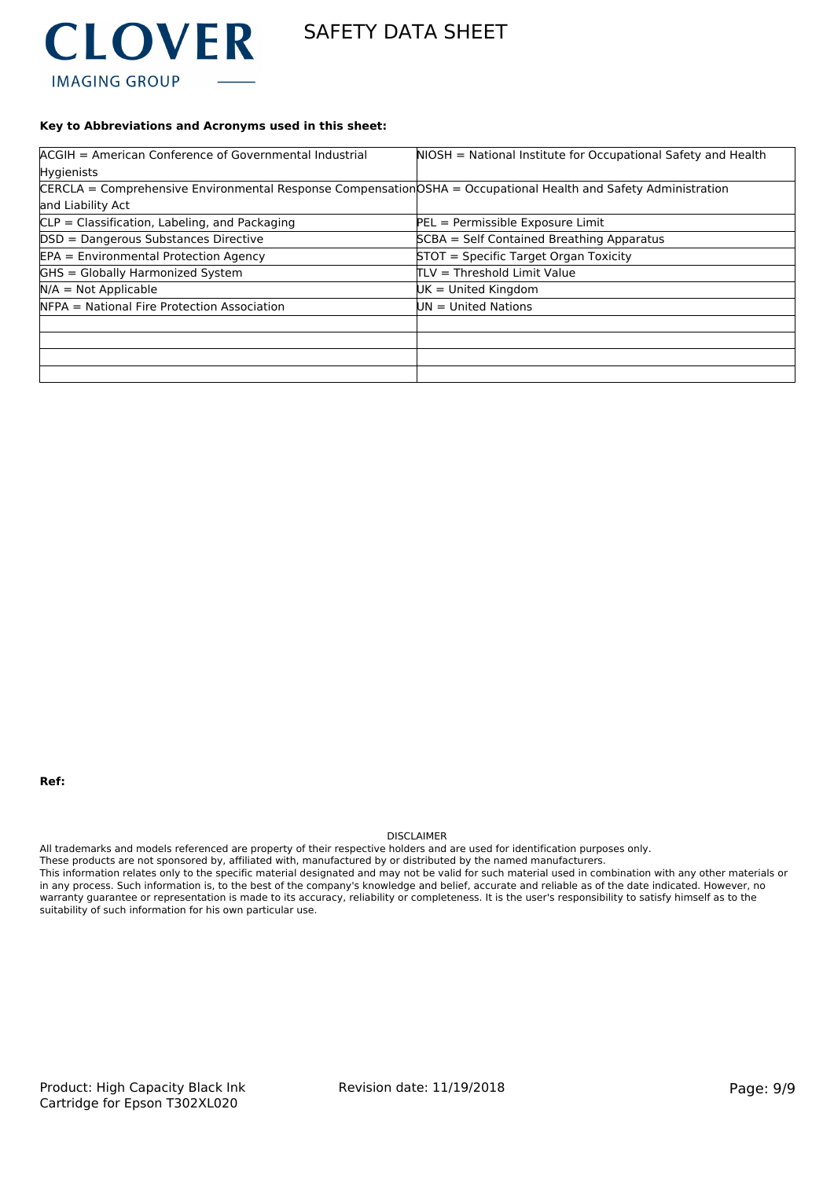**Key to Abbreviations and Acronyms used in this sheet:**

| | |
|---|---|
| ACGIH = American Conference of Governmental Industrial Hygienists | NIOSH = National Institute for Occupational Safety and Health |
| CERCLA = Comprehensive Environmental Response Compensation and Liability Act | OSHA = Occupational Health and Safety Administration |
| CLP = Classification, Labeling, and Packaging | PEL = Permissible Exposure Limit |
| DSD = Dangerous Substances Directive | SCBA = Self Contained Breathing Apparatus |
| EPA = Environmental Protection Agency | STOT = Specific Target Organ Toxicity |
| GHS = Globally Harmonized System | TLV = Threshold Limit Value |
| N/A = Not Applicable | UK = United Kingdom |
| NFPA = National Fire Protection Association | UN = United Nations |
| | |
| | |
| | |
| | |

**Ref:**

DISCLAIMER

All trademarks and models referenced are property of their respective holders and are used for identification purposes only.
These products are not sponsored by, affiliated with, manufactured by or distributed by the named manufacturers.
This information relates only to the specific material designated and may not be valid for such material used in combination with any other materials or in any process. Such information is, to the best of the company's knowledge and belief, accurate and reliable as of the date indicated. However, no warranty guarantee or representation is made to its accuracy, reliability or completeness. It is the user's responsibility to satisfy himself as to the suitability of such information for his own particular use.